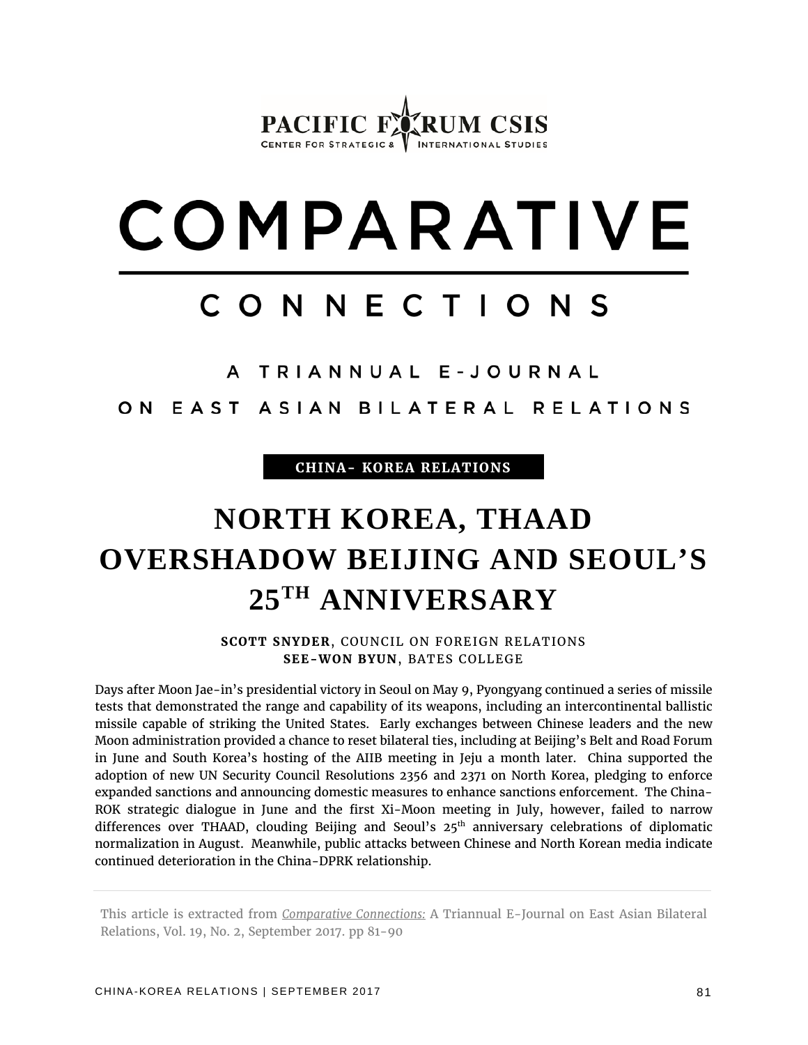PACIFIC FORUM CSIS

CENTER FOR STRATEGIC & INTERNATIONAL STUDIES

# COMPARATIVE CONNECTIONS

A TRIANNUAL E-JOURNAL ON EAST ASIAN BILATERAL RELATIONS

**CHINA- KOREA RELATIONS**

# NORTH KOREA, THAAD OVERSHADOW BEIJING AND SEOUL'S 25TH ANNIVERSARY

**SCOTT SNYDER**, COUNCIL ON FOREIGN RELATIONS
**SEE-WON BYUN**, BATES COLLEGE

Days after Moon Jae-in's presidential victory in Seoul on May 9, Pyongyang continued a series of missile tests that demonstrated the range and capability of its weapons, including an intercontinental ballistic missile capable of striking the United States. Early exchanges between Chinese leaders and the new Moon administration provided a chance to reset bilateral ties, including at Beijing's Belt and Road Forum in June and South Korea's hosting of the AIIB meeting in Jeju a month later. China supported the adoption of new UN Security Council Resolutions 2356 and 2371 on North Korea, pledging to enforce expanded sanctions and announcing domestic measures to enhance sanctions enforcement. The China-ROK strategic dialogue in June and the first Xi-Moon meeting in July, however, failed to narrow differences over THAAD, clouding Beijing and Seoul's 25th anniversary celebrations of diplomatic normalization in August. Meanwhile, public attacks between Chinese and North Korean media indicate continued deterioration in the China-DPRK relationship.

---

This article is extracted from *Comparative Connections:* A Triannual E-Journal on East Asian Bilateral Relations, Vol. 19, No. 2, September 2017. pp 81-90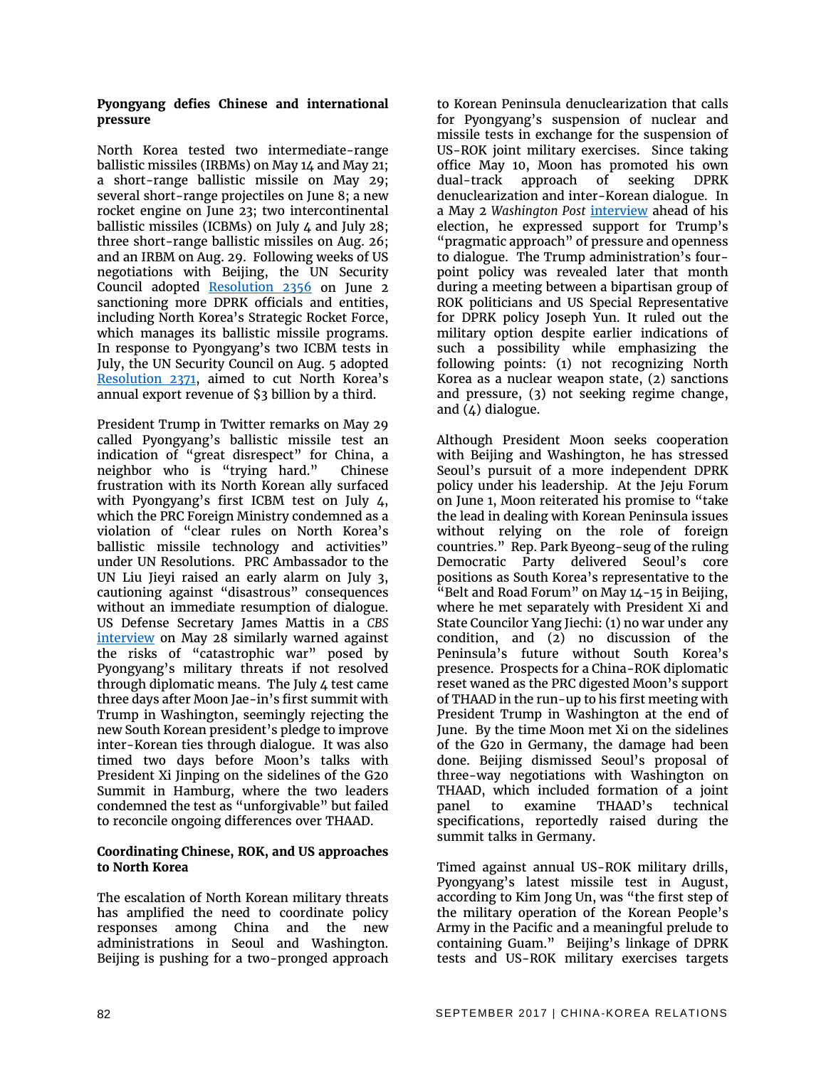**Pyongyang defies Chinese and international pressure**

North Korea tested two intermediate-range ballistic missiles (IRBMs) on May 14 and May 21; a short-range ballistic missile on May 29; several short-range projectiles on June 8; a new rocket engine on June 23; two intercontinental ballistic missiles (ICBMs) on July 4 and July 28; three short-range ballistic missiles on Aug. 26; and an IRBM on Aug. 29. Following weeks of US negotiations with Beijing, the UN Security Council adopted [Resolution 2356](#) on June 2 sanctioning more DPRK officials and entities, including North Korea's Strategic Rocket Force, which manages its ballistic missile programs. In response to Pyongyang's two ICBM tests in July, the UN Security Council on Aug. 5 adopted [Resolution 2371](#), aimed to cut North Korea's annual export revenue of $3 billion by a third.

President Trump in Twitter remarks on May 29 called Pyongyang's ballistic missile test an indication of "great disrespect" for China, a neighbor who is "trying hard." Chinese frustration with its North Korean ally surfaced with Pyongyang's first ICBM test on July 4, which the PRC Foreign Ministry condemned as a violation of "clear rules on North Korea's ballistic missile technology and activities" under UN Resolutions. PRC Ambassador to the UN Liu Jieyi raised an early alarm on July 3, cautioning against "disastrous" consequences without an immediate resumption of dialogue. US Defense Secretary James Mattis in a *CBS* [interview](#) on May 28 similarly warned against the risks of "catastrophic war" posed by Pyongyang's military threats if not resolved through diplomatic means. The July 4 test came three days after Moon Jae-in's first summit with Trump in Washington, seemingly rejecting the new South Korean president's pledge to improve inter-Korean ties through dialogue. It was also timed two days before Moon's talks with President Xi Jinping on the sidelines of the G20 Summit in Hamburg, where the two leaders condemned the test as "unforgivable" but failed to reconcile ongoing differences over THAAD.

**Coordinating Chinese, ROK, and US approaches to North Korea**

The escalation of North Korean military threats has amplified the need to coordinate policy responses among China and the new administrations in Seoul and Washington. Beijing is pushing for a two-pronged approach to Korean Peninsula denuclearization that calls for Pyongyang's suspension of nuclear and missile tests in exchange for the suspension of US-ROK joint military exercises. Since taking office May 10, Moon has promoted his own dual-track approach of seeking DPRK denuclearization and inter-Korean dialogue. In a May 2 *Washington Post* [interview](#) ahead of his election, he expressed support for Trump's "pragmatic approach" of pressure and openness to dialogue. The Trump administration's four-point policy was revealed later that month during a meeting between a bipartisan group of ROK politicians and US Special Representative for DPRK policy Joseph Yun. It ruled out the military option despite earlier indications of such a possibility while emphasizing the following points: (1) not recognizing North Korea as a nuclear weapon state, (2) sanctions and pressure, (3) not seeking regime change, and (4) dialogue.

Although President Moon seeks cooperation with Beijing and Washington, he has stressed Seoul's pursuit of a more independent DPRK policy under his leadership. At the Jeju Forum on June 1, Moon reiterated his promise to "take the lead in dealing with Korean Peninsula issues without relying on the role of foreign countries." Rep. Park Byeong-seug of the ruling Democratic Party delivered Seoul's core positions as South Korea's representative to the "Belt and Road Forum" on May 14-15 in Beijing, where he met separately with President Xi and State Councilor Yang Jiechi: (1) no war under any condition, and (2) no discussion of the Peninsula's future without South Korea's presence. Prospects for a China-ROK diplomatic reset waned as the PRC digested Moon's support of THAAD in the run-up to his first meeting with President Trump in Washington at the end of June. By the time Moon met Xi on the sidelines of the G20 in Germany, the damage had been done. Beijing dismissed Seoul's proposal of three-way negotiations with Washington on THAAD, which included formation of a joint panel to examine THAAD's technical specifications, reportedly raised during the summit talks in Germany.

Timed against annual US-ROK military drills, Pyongyang's latest missile test in August, according to Kim Jong Un, was "the first step of the military operation of the Korean People's Army in the Pacific and a meaningful prelude to containing Guam." Beijing's linkage of DPRK tests and US-ROK military exercises targets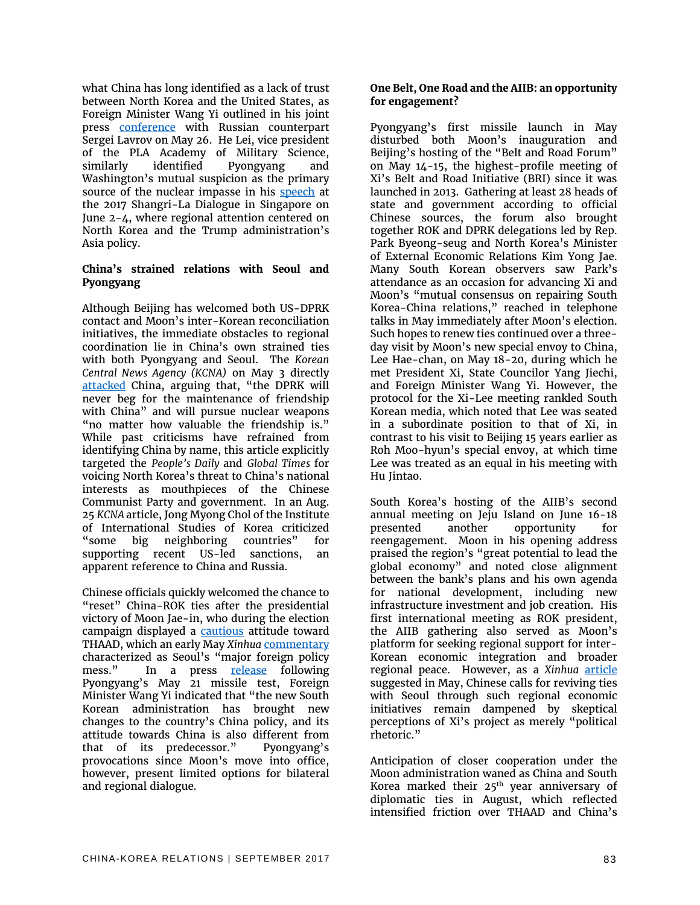what China has long identified as a lack of trust between North Korea and the United States, as Foreign Minister Wang Yi outlined in his joint press conference with Russian counterpart Sergei Lavrov on May 26. He Lei, vice president of the PLA Academy of Military Science, similarly identified Pyongyang and Washington's mutual suspicion as the primary source of the nuclear impasse in his speech at the 2017 Shangri-La Dialogue in Singapore on June 2-4, where regional attention centered on North Korea and the Trump administration's Asia policy.

**China's strained relations with Seoul and Pyongyang**

Although Beijing has welcomed both US-DPRK contact and Moon's inter-Korean reconciliation initiatives, the immediate obstacles to regional coordination lie in China's own strained ties with both Pyongyang and Seoul. The *Korean Central News Agency (KCNA)* on May 3 directly attacked China, arguing that, "the DPRK will never beg for the maintenance of friendship with China" and will pursue nuclear weapons "no matter how valuable the friendship is." While past criticisms have refrained from identifying China by name, this article explicitly targeted the *People's Daily* and *Global Times* for voicing North Korea's threat to China's national interests as mouthpieces of the Chinese Communist Party and government. In an Aug. 25 *KCNA* article, Jong Myong Chol of the Institute of International Studies of Korea criticized "some big neighboring countries" for supporting recent US-led sanctions, an apparent reference to China and Russia.

Chinese officials quickly welcomed the chance to "reset" China-ROK ties after the presidential victory of Moon Jae-in, who during the election campaign displayed a cautious attitude toward THAAD, which an early May *Xinhua* commentary characterized as Seoul's "major foreign policy mess." In a press release following Pyongyang's May 21 missile test, Foreign Minister Wang Yi indicated that "the new South Korean administration has brought new changes to the country's China policy, and its attitude towards China is also different from that of its predecessor." Pyongyang's provocations since Moon's move into office, however, present limited options for bilateral and regional dialogue.

**One Belt, One Road and the AIIB: an opportunity for engagement?**

Pyongyang's first missile launch in May disturbed both Moon's inauguration and Beijing's hosting of the "Belt and Road Forum" on May 14-15, the highest-profile meeting of Xi's Belt and Road Initiative (BRI) since it was launched in 2013. Gathering at least 28 heads of state and government according to official Chinese sources, the forum also brought together ROK and DPRK delegations led by Rep. Park Byeong-seug and North Korea's Minister of External Economic Relations Kim Yong Jae. Many South Korean observers saw Park's attendance as an occasion for advancing Xi and Moon's "mutual consensus on repairing South Korea-China relations," reached in telephone talks in May immediately after Moon's election. Such hopes to renew ties continued over a three-day visit by Moon's new special envoy to China, Lee Hae-chan, on May 18-20, during which he met President Xi, State Councilor Yang Jiechi, and Foreign Minister Wang Yi. However, the protocol for the Xi-Lee meeting rankled South Korean media, which noted that Lee was seated in a subordinate position to that of Xi, in contrast to his visit to Beijing 15 years earlier as Roh Moo-hyun's special envoy, at which time Lee was treated as an equal in his meeting with Hu Jintao.

South Korea's hosting of the AIIB's second annual meeting on Jeju Island on June 16-18 presented another opportunity for reengagement. Moon in his opening address praised the region's "great potential to lead the global economy" and noted close alignment between the bank's plans and his own agenda for national development, including new infrastructure investment and job creation. His first international meeting as ROK president, the AIIB gathering also served as Moon's platform for seeking regional support for inter-Korean economic integration and broader regional peace. However, as a *Xinhua* article suggested in May, Chinese calls for reviving ties with Seoul through such regional economic initiatives remain dampened by skeptical perceptions of Xi's project as merely "political rhetoric."

Anticipation of closer cooperation under the Moon administration waned as China and South Korea marked their 25th year anniversary of diplomatic ties in August, which reflected intensified friction over THAAD and China's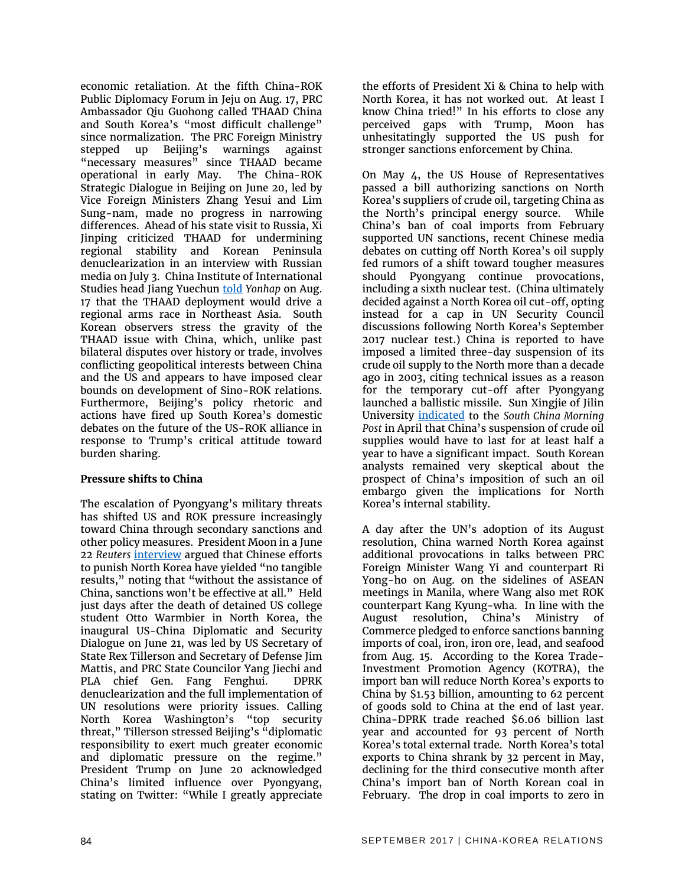economic retaliation. At the fifth China-ROK Public Diplomacy Forum in Jeju on Aug. 17, PRC Ambassador Qiu Guohong called THAAD China and South Korea's "most difficult challenge" since normalization. The PRC Foreign Ministry stepped up Beijing's warnings against "necessary measures" since THAAD became operational in early May. The China-ROK Strategic Dialogue in Beijing on June 20, led by Vice Foreign Ministers Zhang Yesui and Lim Sung-nam, made no progress in narrowing differences. Ahead of his state visit to Russia, Xi Jinping criticized THAAD for undermining regional stability and Korean Peninsula denuclearization in an interview with Russian media on July 3. China Institute of International Studies head Jiang Yuechun told *Yonhap* on Aug. 17 that the THAAD deployment would drive a regional arms race in Northeast Asia. South Korean observers stress the gravity of the THAAD issue with China, which, unlike past bilateral disputes over history or trade, involves conflicting geopolitical interests between China and the US and appears to have imposed clear bounds on development of Sino-ROK relations. Furthermore, Beijing's policy rhetoric and actions have fired up South Korea's domestic debates on the future of the US-ROK alliance in response to Trump's critical attitude toward burden sharing.

**Pressure shifts to China**

The escalation of Pyongyang's military threats has shifted US and ROK pressure increasingly toward China through secondary sanctions and other policy measures. President Moon in a June 22 *Reuters* interview argued that Chinese efforts to punish North Korea have yielded "no tangible results," noting that "without the assistance of China, sanctions won't be effective at all." Held just days after the death of detained US college student Otto Warmbier in North Korea, the inaugural US-China Diplomatic and Security Dialogue on June 21, was led by US Secretary of State Rex Tillerson and Secretary of Defense Jim Mattis, and PRC State Councilor Yang Jiechi and PLA chief Gen. Fang Fenghui. DPRK denuclearization and the full implementation of UN resolutions were priority issues. Calling North Korea Washington's "top security threat," Tillerson stressed Beijing's "diplomatic responsibility to exert much greater economic and diplomatic pressure on the regime." President Trump on June 20 acknowledged China's limited influence over Pyongyang, stating on Twitter: "While I greatly appreciate the efforts of President Xi & China to help with North Korea, it has not worked out. At least I know China tried!" In his efforts to close any perceived gaps with Trump, Moon has unhesitatingly supported the US push for stronger sanctions enforcement by China.

On May 4, the US House of Representatives passed a bill authorizing sanctions on North Korea's suppliers of crude oil, targeting China as the North's principal energy source. While China's ban of coal imports from February supported UN sanctions, recent Chinese media debates on cutting off North Korea's oil supply fed rumors of a shift toward tougher measures should Pyongyang continue provocations, including a sixth nuclear test. (China ultimately decided against a North Korea oil cut-off, opting instead for a cap in UN Security Council discussions following North Korea's September 2017 nuclear test.) China is reported to have imposed a limited three-day suspension of its crude oil supply to the North more than a decade ago in 2003, citing technical issues as a reason for the temporary cut-off after Pyongyang launched a ballistic missile. Sun Xingjie of Jilin University indicated to the *South China Morning Post* in April that China's suspension of crude oil supplies would have to last for at least half a year to have a significant impact. South Korean analysts remained very skeptical about the prospect of China's imposition of such an oil embargo given the implications for North Korea's internal stability.

A day after the UN's adoption of its August resolution, China warned North Korea against additional provocations in talks between PRC Foreign Minister Wang Yi and counterpart Ri Yong-ho on Aug. on the sidelines of ASEAN meetings in Manila, where Wang also met ROK counterpart Kang Kyung-wha. In line with the August resolution, China's Ministry of Commerce pledged to enforce sanctions banning imports of coal, iron, iron ore, lead, and seafood from Aug. 15. According to the Korea Trade-Investment Promotion Agency (KOTRA), the import ban will reduce North Korea's exports to China by $1.53 billion, amounting to 62 percent of goods sold to China at the end of last year. China-DPRK trade reached $6.06 billion last year and accounted for 93 percent of North Korea's total external trade. North Korea's total exports to China shrank by 32 percent in May, declining for the third consecutive month after China's import ban of North Korean coal in February. The drop in coal imports to zero in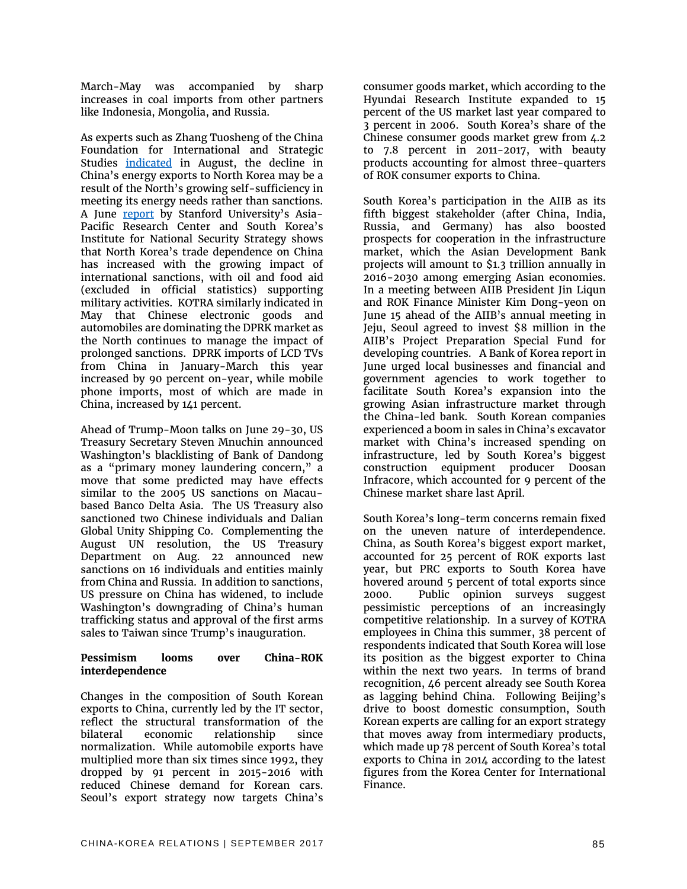March-May was accompanied by sharp increases in coal imports from other partners like Indonesia, Mongolia, and Russia.

As experts such as Zhang Tuosheng of the China Foundation for International and Strategic Studies [indicated] in August, the decline in China's energy exports to North Korea may be a result of the North's growing self-sufficiency in meeting its energy needs rather than sanctions. A June [report] by Stanford University's Asia-Pacific Research Center and South Korea's Institute for National Security Strategy shows that North Korea's trade dependence on China has increased with the growing impact of international sanctions, with oil and food aid (excluded in official statistics) supporting military activities. KOTRA similarly indicated in May that Chinese electronic goods and automobiles are dominating the DPRK market as the North continues to manage the impact of prolonged sanctions. DPRK imports of LCD TVs from China in January-March this year increased by 90 percent on-year, while mobile phone imports, most of which are made in China, increased by 141 percent.

Ahead of Trump-Moon talks on June 29-30, US Treasury Secretary Steven Mnuchin announced Washington's blacklisting of Bank of Dandong as a "primary money laundering concern," a move that some predicted may have effects similar to the 2005 US sanctions on Macau-based Banco Delta Asia. The US Treasury also sanctioned two Chinese individuals and Dalian Global Unity Shipping Co. Complementing the August UN resolution, the US Treasury Department on Aug. 22 announced new sanctions on 16 individuals and entities mainly from China and Russia. In addition to sanctions, US pressure on China has widened, to include Washington's downgrading of China's human trafficking status and approval of the first arms sales to Taiwan since Trump's inauguration.

**Pessimism looms over China-ROK interdependence**

Changes in the composition of South Korean exports to China, currently led by the IT sector, reflect the structural transformation of the bilateral economic relationship since normalization. While automobile exports have multiplied more than six times since 1992, they dropped by 91 percent in 2015-2016 with reduced Chinese demand for Korean cars. Seoul's export strategy now targets China's consumer goods market, which according to the Hyundai Research Institute expanded to 15 percent of the US market last year compared to 3 percent in 2006. South Korea's share of the Chinese consumer goods market grew from 4.2 to 7.8 percent in 2011-2017, with beauty products accounting for almost three-quarters of ROK consumer exports to China.

South Korea's participation in the AIIB as its fifth biggest stakeholder (after China, India, Russia, and Germany) has also boosted prospects for cooperation in the infrastructure market, which the Asian Development Bank projects will amount to $1.3 trillion annually in 2016-2030 among emerging Asian economies. In a meeting between AIIB President Jin Liqun and ROK Finance Minister Kim Dong-yeon on June 15 ahead of the AIIB's annual meeting in Jeju, Seoul agreed to invest $8 million in the AIIB's Project Preparation Special Fund for developing countries. A Bank of Korea report in June urged local businesses and financial and government agencies to work together to facilitate South Korea's expansion into the growing Asian infrastructure market through the China-led bank. South Korean companies experienced a boom in sales in China's excavator market with China's increased spending on infrastructure, led by South Korea's biggest construction equipment producer Doosan Infracore, which accounted for 9 percent of the Chinese market share last April.

South Korea's long-term concerns remain fixed on the uneven nature of interdependence. China, as South Korea's biggest export market, accounted for 25 percent of ROK exports last year, but PRC exports to South Korea have hovered around 5 percent of total exports since 2000. Public opinion surveys suggest pessimistic perceptions of an increasingly competitive relationship. In a survey of KOTRA employees in China this summer, 38 percent of respondents indicated that South Korea will lose its position as the biggest exporter to China within the next two years. In terms of brand recognition, 46 percent already see South Korea as lagging behind China. Following Beijing's drive to boost domestic consumption, South Korean experts are calling for an export strategy that moves away from intermediary products, which made up 78 percent of South Korea's total exports to China in 2014 according to the latest figures from the Korea Center for International Finance.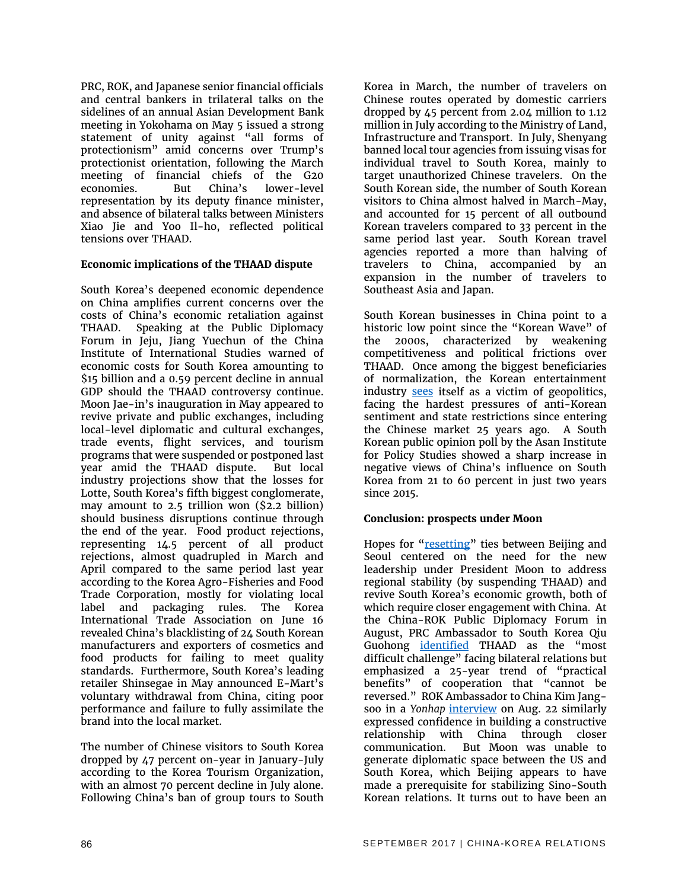PRC, ROK, and Japanese senior financial officials and central bankers in trilateral talks on the sidelines of an annual Asian Development Bank meeting in Yokohama on May 5 issued a strong statement of unity against "all forms of protectionism" amid concerns over Trump's protectionist orientation, following the March meeting of financial chiefs of the G20 economies. But China's lower-level representation by its deputy finance minister, and absence of bilateral talks between Ministers Xiao Jie and Yoo Il-ho, reflected political tensions over THAAD.

**Economic implications of the THAAD dispute**

South Korea's deepened economic dependence on China amplifies current concerns over the costs of China's economic retaliation against THAAD. Speaking at the Public Diplomacy Forum in Jeju, Jiang Yuechun of the China Institute of International Studies warned of economic costs for South Korea amounting to $15 billion and a 0.59 percent decline in annual GDP should the THAAD controversy continue. Moon Jae-in's inauguration in May appeared to revive private and public exchanges, including local-level diplomatic and cultural exchanges, trade events, flight services, and tourism programs that were suspended or postponed last year amid the THAAD dispute. But local industry projections show that the losses for Lotte, South Korea's fifth biggest conglomerate, may amount to 2.5 trillion won ($2.2 billion) should business disruptions continue through the end of the year. Food product rejections, representing 14.5 percent of all product rejections, almost quadrupled in March and April compared to the same period last year according to the Korea Agro-Fisheries and Food Trade Corporation, mostly for violating local label and packaging rules. The Korea International Trade Association on June 16 revealed China's blacklisting of 24 South Korean manufacturers and exporters of cosmetics and food products for failing to meet quality standards. Furthermore, South Korea's leading retailer Shinsegae in May announced E-Mart's voluntary withdrawal from China, citing poor performance and failure to fully assimilate the brand into the local market.

The number of Chinese visitors to South Korea dropped by 47 percent on-year in January-July according to the Korea Tourism Organization, with an almost 70 percent decline in July alone. Following China's ban of group tours to South Korea in March, the number of travelers on Chinese routes operated by domestic carriers dropped by 45 percent from 2.04 million to 1.12 million in July according to the Ministry of Land, Infrastructure and Transport. In July, Shenyang banned local tour agencies from issuing visas for individual travel to South Korea, mainly to target unauthorized Chinese travelers. On the South Korean side, the number of South Korean visitors to China almost halved in March-May, and accounted for 15 percent of all outbound Korean travelers compared to 33 percent in the same period last year. South Korean travel agencies reported a more than halving of travelers to China, accompanied by an expansion in the number of travelers to Southeast Asia and Japan.

South Korean businesses in China point to a historic low point since the "Korean Wave" of the 2000s, characterized by weakening competitiveness and political frictions over THAAD. Once among the biggest beneficiaries of normalization, the Korean entertainment industry sees itself as a victim of geopolitics, facing the hardest pressures of anti-Korean sentiment and state restrictions since entering the Chinese market 25 years ago. A South Korean public opinion poll by the Asan Institute for Policy Studies showed a sharp increase in negative views of China's influence on South Korea from 21 to 60 percent in just two years since 2015.

**Conclusion: prospects under Moon**

Hopes for "resetting" ties between Beijing and Seoul centered on the need for the new leadership under President Moon to address regional stability (by suspending THAAD) and revive South Korea's economic growth, both of which require closer engagement with China. At the China-ROK Public Diplomacy Forum in August, PRC Ambassador to South Korea Qiu Guohong identified THAAD as the "most difficult challenge" facing bilateral relations but emphasized a 25-year trend of "practical benefits" of cooperation that "cannot be reversed." ROK Ambassador to China Kim Jang-soo in a *Yonhap* interview on Aug. 22 similarly expressed confidence in building a constructive relationship with China through closer communication. But Moon was unable to generate diplomatic space between the US and South Korea, which Beijing appears to have made a prerequisite for stabilizing Sino-South Korean relations. It turns out to have been an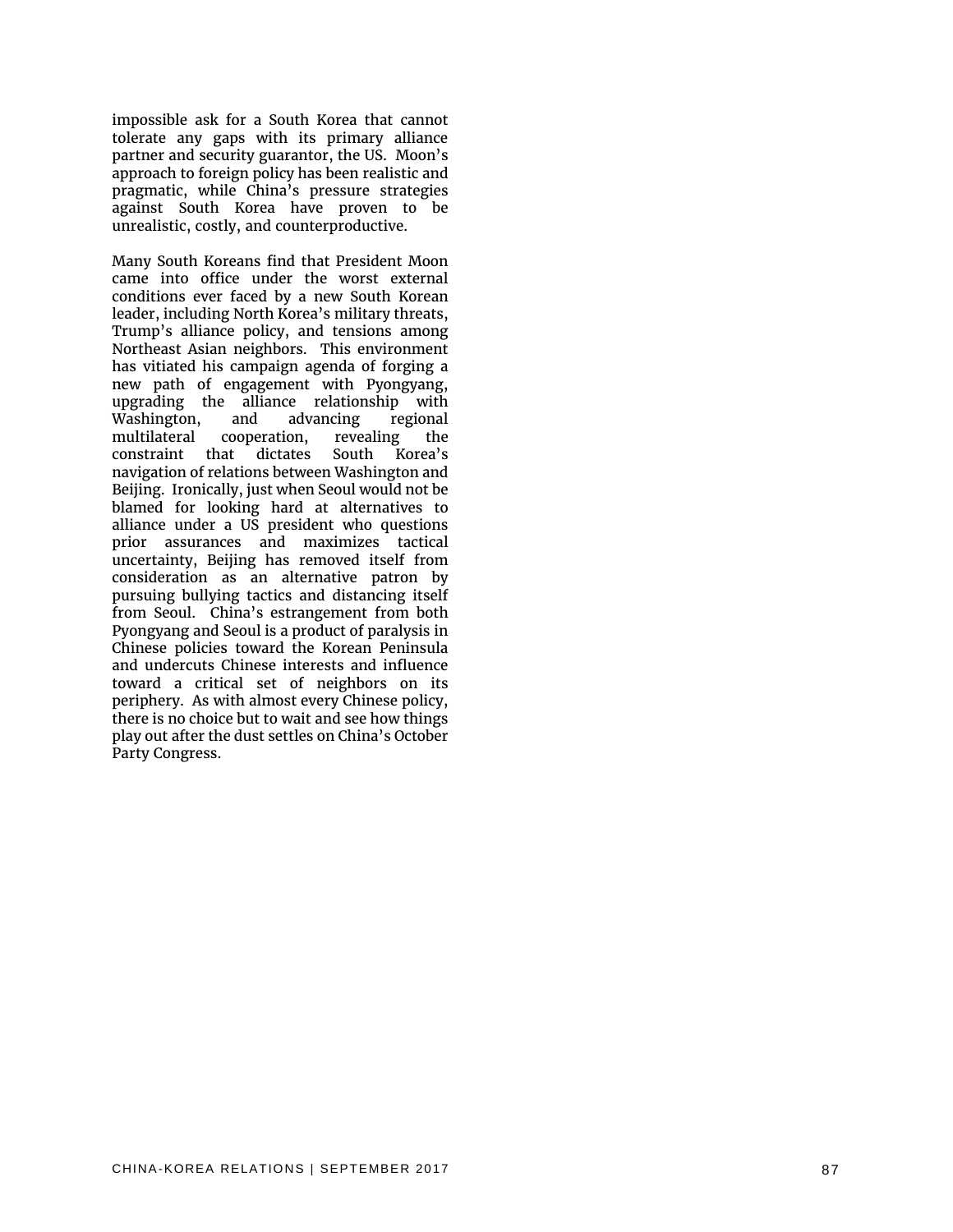impossible ask for a South Korea that cannot tolerate any gaps with its primary alliance partner and security guarantor, the US. Moon's approach to foreign policy has been realistic and pragmatic, while China's pressure strategies against South Korea have proven to be unrealistic, costly, and counterproductive.

Many South Koreans find that President Moon came into office under the worst external conditions ever faced by a new South Korean leader, including North Korea's military threats, Trump's alliance policy, and tensions among Northeast Asian neighbors. This environment has vitiated his campaign agenda of forging a new path of engagement with Pyongyang, upgrading the alliance relationship with Washington, and advancing regional multilateral cooperation, revealing the constraint that dictates South Korea's navigation of relations between Washington and Beijing. Ironically, just when Seoul would not be blamed for looking hard at alternatives to alliance under a US president who questions prior assurances and maximizes tactical uncertainty, Beijing has removed itself from consideration as an alternative patron by pursuing bullying tactics and distancing itself from Seoul. China's estrangement from both Pyongyang and Seoul is a product of paralysis in Chinese policies toward the Korean Peninsula and undercuts Chinese interests and influence toward a critical set of neighbors on its periphery. As with almost every Chinese policy, there is no choice but to wait and see how things play out after the dust settles on China's October Party Congress.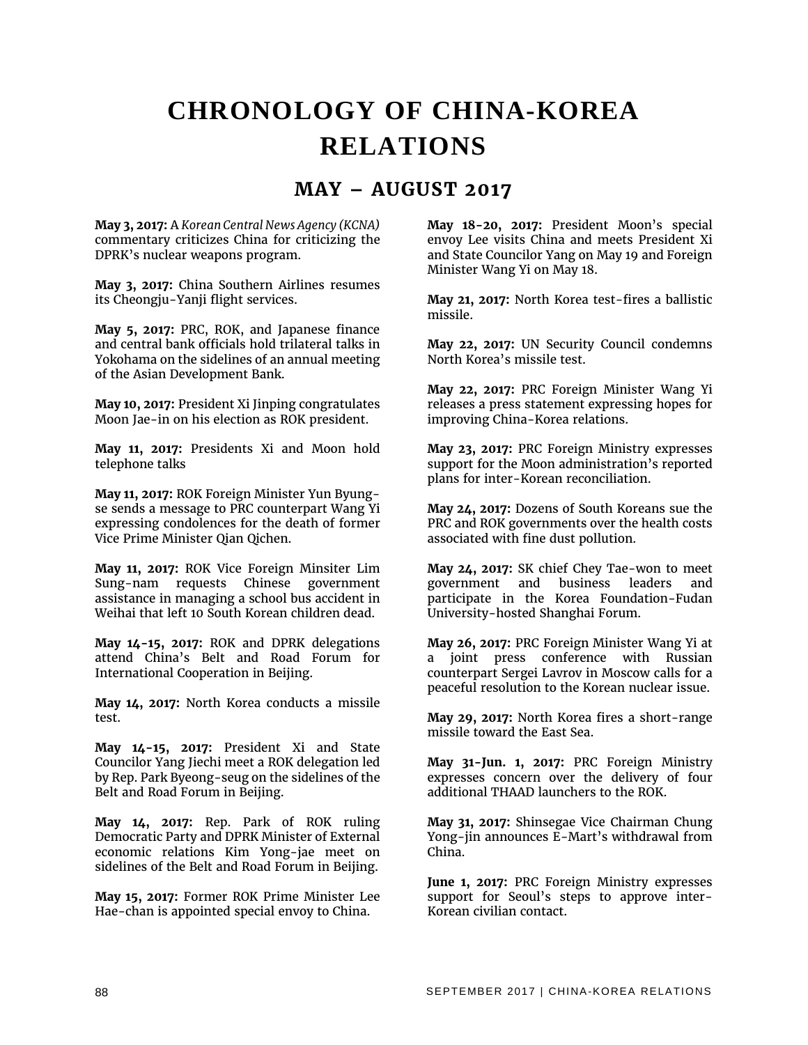# CHRONOLOGY OF CHINA-KOREA RELATIONS

## MAY – AUGUST 2017

**May 3, 2017:** A *Korean Central News Agency (KCNA)* commentary criticizes China for criticizing the DPRK's nuclear weapons program.

**May 3, 2017:** China Southern Airlines resumes its Cheongju-Yanji flight services.

**May 5, 2017:** PRC, ROK, and Japanese finance and central bank officials hold trilateral talks in Yokohama on the sidelines of an annual meeting of the Asian Development Bank.

**May 10, 2017:** President Xi Jinping congratulates Moon Jae-in on his election as ROK president.

**May 11, 2017:** Presidents Xi and Moon hold telephone talks

**May 11, 2017:** ROK Foreign Minister Yun Byung-se sends a message to PRC counterpart Wang Yi expressing condolences for the death of former Vice Prime Minister Qian Qichen.

**May 11, 2017:** ROK Vice Foreign Minsiter Lim Sung-nam requests Chinese government assistance in managing a school bus accident in Weihai that left 10 South Korean children dead.

**May 14-15, 2017:** ROK and DPRK delegations attend China's Belt and Road Forum for International Cooperation in Beijing.

**May 14, 2017:** North Korea conducts a missile test.

**May 14-15, 2017:** President Xi and State Councilor Yang Jiechi meet a ROK delegation led by Rep. Park Byeong-seug on the sidelines of the Belt and Road Forum in Beijing.

**May 14, 2017:** Rep. Park of ROK ruling Democratic Party and DPRK Minister of External economic relations Kim Yong-jae meet on sidelines of the Belt and Road Forum in Beijing.

**May 15, 2017:** Former ROK Prime Minister Lee Hae-chan is appointed special envoy to China.

**May 18-20, 2017:** President Moon's special envoy Lee visits China and meets President Xi and State Councilor Yang on May 19 and Foreign Minister Wang Yi on May 18.

**May 21, 2017:** North Korea test-fires a ballistic missile.

**May 22, 2017:** UN Security Council condemns North Korea's missile test.

**May 22, 2017:** PRC Foreign Minister Wang Yi releases a press statement expressing hopes for improving China-Korea relations.

**May 23, 2017:** PRC Foreign Ministry expresses support for the Moon administration's reported plans for inter-Korean reconciliation.

**May 24, 2017:** Dozens of South Koreans sue the PRC and ROK governments over the health costs associated with fine dust pollution.

**May 24, 2017:** SK chief Chey Tae-won to meet government and business leaders and participate in the Korea Foundation-Fudan University-hosted Shanghai Forum.

**May 26, 2017:** PRC Foreign Minister Wang Yi at a joint press conference with Russian counterpart Sergei Lavrov in Moscow calls for a peaceful resolution to the Korean nuclear issue.

**May 29, 2017:** North Korea fires a short-range missile toward the East Sea.

**May 31-Jun. 1, 2017:** PRC Foreign Ministry expresses concern over the delivery of four additional THAAD launchers to the ROK.

**May 31, 2017:** Shinsegae Vice Chairman Chung Yong-jin announces E-Mart's withdrawal from China.

**June 1, 2017:** PRC Foreign Ministry expresses support for Seoul's steps to approve inter-Korean civilian contact.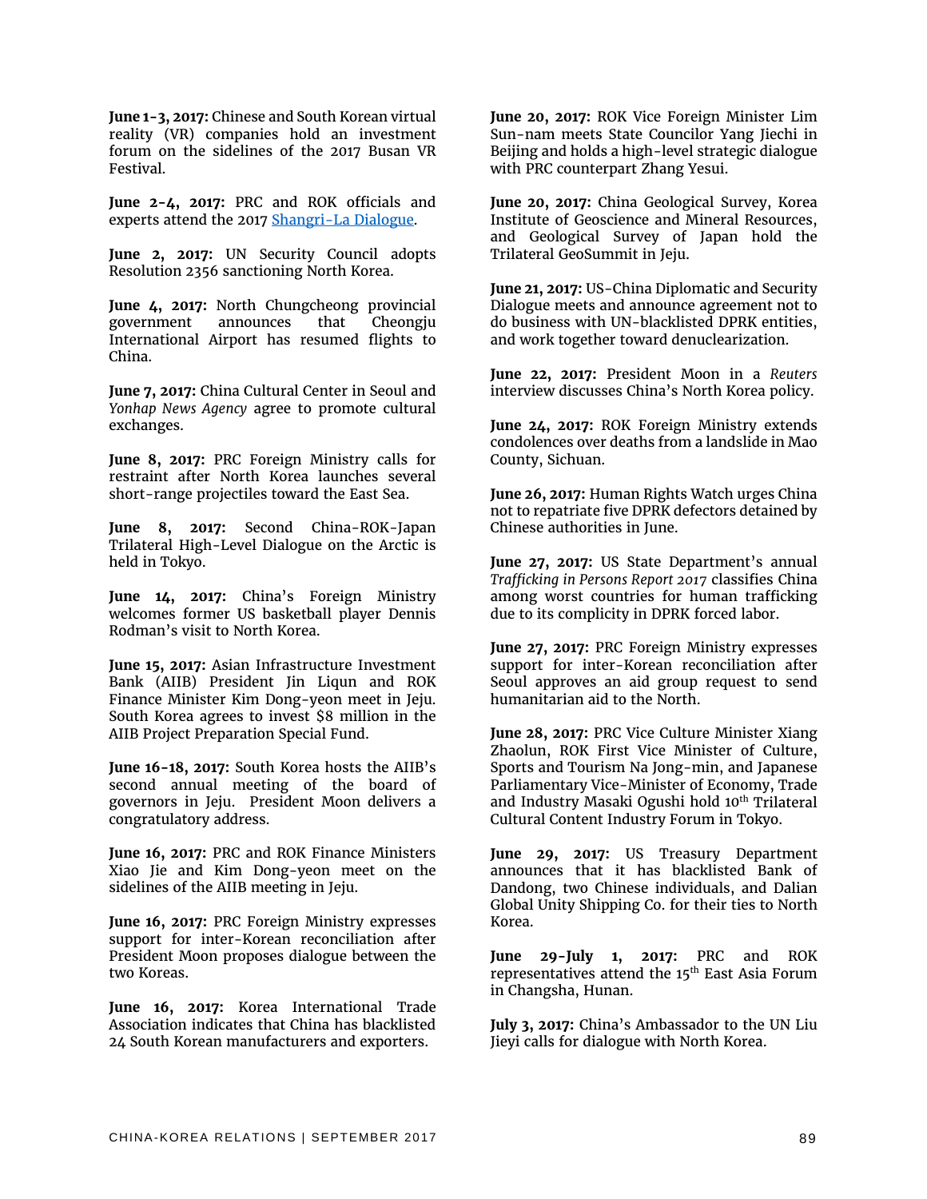**June 1-3, 2017:** Chinese and South Korean virtual reality (VR) companies hold an investment forum on the sidelines of the 2017 Busan VR Festival.

**June 2-4, 2017:** PRC and ROK officials and experts attend the 2017 [Shangri-La Dialogue](#).

**June 2, 2017:** UN Security Council adopts Resolution 2356 sanctioning North Korea.

**June 4, 2017:** North Chungcheong provincial government announces that Cheongju International Airport has resumed flights to China.

**June 7, 2017:** China Cultural Center in Seoul and *Yonhap News Agency* agree to promote cultural exchanges.

**June 8, 2017:** PRC Foreign Ministry calls for restraint after North Korea launches several short-range projectiles toward the East Sea.

**June 8, 2017:** Second China-ROK-Japan Trilateral High-Level Dialogue on the Arctic is held in Tokyo.

**June 14, 2017:** China's Foreign Ministry welcomes former US basketball player Dennis Rodman's visit to North Korea.

**June 15, 2017:** Asian Infrastructure Investment Bank (AIIB) President Jin Liqun and ROK Finance Minister Kim Dong-yeon meet in Jeju. South Korea agrees to invest $8 million in the AIIB Project Preparation Special Fund.

**June 16-18, 2017:** South Korea hosts the AIIB's second annual meeting of the board of governors in Jeju. President Moon delivers a congratulatory address.

**June 16, 2017:** PRC and ROK Finance Ministers Xiao Jie and Kim Dong-yeon meet on the sidelines of the AIIB meeting in Jeju.

**June 16, 2017:** PRC Foreign Ministry expresses support for inter-Korean reconciliation after President Moon proposes dialogue between the two Koreas.

**June 16, 2017:** Korea International Trade Association indicates that China has blacklisted 24 South Korean manufacturers and exporters.

**June 20, 2017:** ROK Vice Foreign Minister Lim Sun-nam meets State Councilor Yang Jiechi in Beijing and holds a high-level strategic dialogue with PRC counterpart Zhang Yesui.

**June 20, 2017:** China Geological Survey, Korea Institute of Geoscience and Mineral Resources, and Geological Survey of Japan hold the Trilateral GeoSummit in Jeju.

**June 21, 2017:** US-China Diplomatic and Security Dialogue meets and announce agreement not to do business with UN-blacklisted DPRK entities, and work together toward denuclearization.

**June 22, 2017:** President Moon in a *Reuters* interview discusses China's North Korea policy.

**June 24, 2017:** ROK Foreign Ministry extends condolences over deaths from a landslide in Mao County, Sichuan.

**June 26, 2017:** Human Rights Watch urges China not to repatriate five DPRK defectors detained by Chinese authorities in June.

**June 27, 2017:** US State Department's annual *Trafficking in Persons Report 2017* classifies China among worst countries for human trafficking due to its complicity in DPRK forced labor.

**June 27, 2017:** PRC Foreign Ministry expresses support for inter-Korean reconciliation after Seoul approves an aid group request to send humanitarian aid to the North.

**June 28, 2017:** PRC Vice Culture Minister Xiang Zhaolun, ROK First Vice Minister of Culture, Sports and Tourism Na Jong-min, and Japanese Parliamentary Vice-Minister of Economy, Trade and Industry Masaki Ogushi hold 10th Trilateral Cultural Content Industry Forum in Tokyo.

**June 29, 2017:** US Treasury Department announces that it has blacklisted Bank of Dandong, two Chinese individuals, and Dalian Global Unity Shipping Co. for their ties to North Korea.

**June 29-July 1, 2017:** PRC and ROK representatives attend the 15th East Asia Forum in Changsha, Hunan.

**July 3, 2017:** China's Ambassador to the UN Liu Jieyi calls for dialogue with North Korea.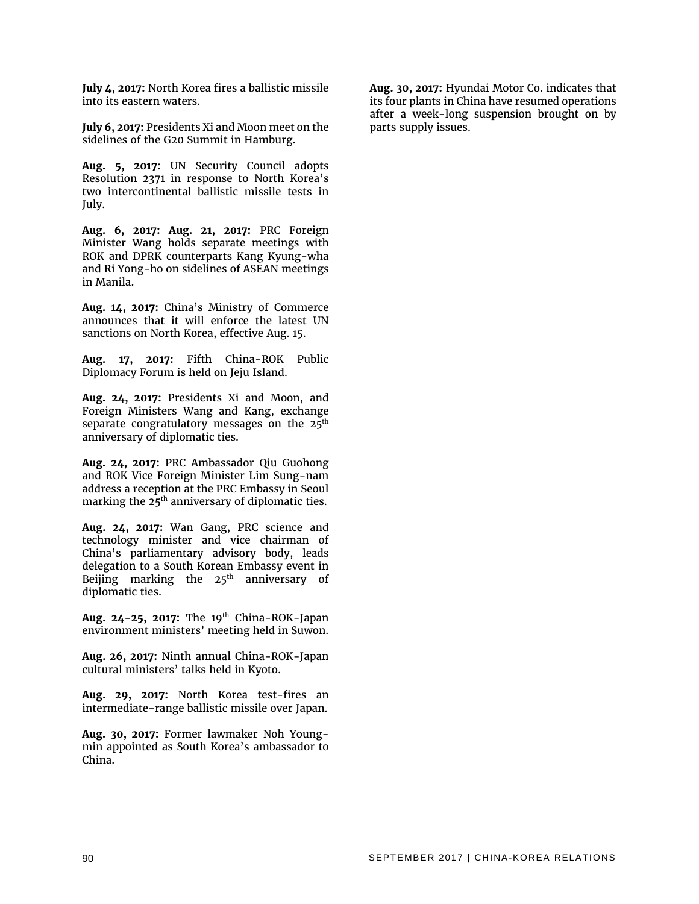**July 4, 2017:** North Korea fires a ballistic missile into its eastern waters.

**July 6, 2017:** Presidents Xi and Moon meet on the sidelines of the G20 Summit in Hamburg.

**Aug. 5, 2017:** UN Security Council adopts Resolution 2371 in response to North Korea's two intercontinental ballistic missile tests in July.

**Aug. 6, 2017: Aug. 21, 2017:** PRC Foreign Minister Wang holds separate meetings with ROK and DPRK counterparts Kang Kyung-wha and Ri Yong-ho on sidelines of ASEAN meetings in Manila.

**Aug. 14, 2017:** China's Ministry of Commerce announces that it will enforce the latest UN sanctions on North Korea, effective Aug. 15.

**Aug. 17, 2017:** Fifth China-ROK Public Diplomacy Forum is held on Jeju Island.

**Aug. 24, 2017:** Presidents Xi and Moon, and Foreign Ministers Wang and Kang, exchange separate congratulatory messages on the 25th anniversary of diplomatic ties.

**Aug. 24, 2017:** PRC Ambassador Qiu Guohong and ROK Vice Foreign Minister Lim Sung-nam address a reception at the PRC Embassy in Seoul marking the 25th anniversary of diplomatic ties.

**Aug. 24, 2017:** Wan Gang, PRC science and technology minister and vice chairman of China's parliamentary advisory body, leads delegation to a South Korean Embassy event in Beijing marking the 25th anniversary of diplomatic ties.

**Aug. 24-25, 2017:** The 19th China-ROK-Japan environment ministers' meeting held in Suwon.

**Aug. 26, 2017:** Ninth annual China-ROK-Japan cultural ministers' talks held in Kyoto.

**Aug. 29, 2017:** North Korea test-fires an intermediate-range ballistic missile over Japan.

**Aug. 30, 2017:** Former lawmaker Noh Young-min appointed as South Korea's ambassador to China.

**Aug. 30, 2017:** Hyundai Motor Co. indicates that its four plants in China have resumed operations after a week-long suspension brought on by parts supply issues.